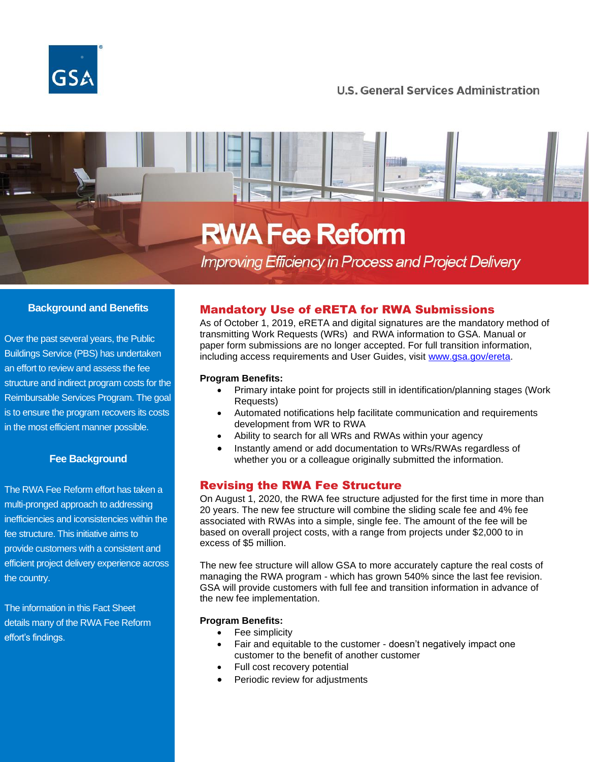U.S. General Services Administration

# RWA Fee Reform

*Improving Efficiency in Process and Project Delivery*

### Background and Benefits

Over the past several years, the Public Buildings Service (PBS) has undertaken an effort to review and assess the fee structure and indirect program costs for the Reimbursable Services Program. The goal is to ensure the program recovers its costs in the most efficient manner possible.

### Fee Background

The RWA Fee Reform effort has taken a multi-pronged approach to addressing inefficiencies and iconsistencies within the fee structure. This initiative aims to provide customers with a consistent and efficient project delivery experience across the country.

The information in this Fact Sheet details many of the RWA Fee Reform effort's findings.

## Mandatory Use of eRETA for RWA Submissions

As of October 1, 2019, eRETA and digital signatures are the mandatory method of transmitting Work Requests (WRs) and RWA information to GSA. Manual or paper form submissions are no longer accepted. For full transition information, including access requirements and User Guides, visit www.gsa.gov/ereta.

**Program Benefits:**

- Primary intake point for projects still in identification/planning stages (Work Requests)
- Automated notifications help facilitate communication and requirements development from WR to RWA
- Ability to search for all WRs and RWAs within your agency
- Instantly amend or add documentation to WRs/RWAs regardless of whether you or a colleague originally submitted the information.

## Revising the RWA Fee Structure

On August 1, 2020, the RWA fee structure adjusted for the first time in more than 20 years. The new fee structure will combine the sliding scale fee and 4% fee associated with RWAs into a simple, single fee. The amount of the fee will be based on overall project costs, with a range from projects under $2,000 to in excess of $5 million.

The new fee structure will allow GSA to more accurately capture the real costs of managing the RWA program - which has grown 540% since the last fee revision. GSA will provide customers with full fee and transition information in advance of the new fee implementation.

**Program Benefits:**

- Fee simplicity
- Fair and equitable to the customer - doesn't negatively impact one customer to the benefit of another customer
- Full cost recovery potential
- Periodic review for adjustments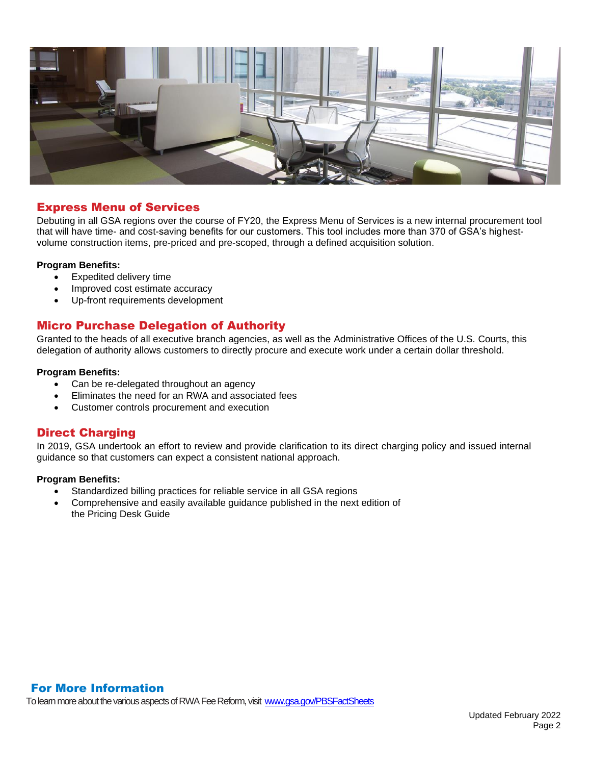## Express Menu of Services

Debuting in all GSA regions over the course of FY20, the Express Menu of Services is a new internal procurement tool that will have time- and cost-saving benefits for our customers. This tool includes more than 370 of GSA's highest-volume construction items, pre-priced and pre-scoped, through a defined acquisition solution.

**Program Benefits:**

- Expedited delivery time
- Improved cost estimate accuracy
- Up-front requirements development

## Micro Purchase Delegation of Authority

Granted to the heads of all executive branch agencies, as well as the Administrative Offices of the U.S. Courts, this delegation of authority allows customers to directly procure and execute work under a certain dollar threshold.

**Program Benefits:**

- Can be re-delegated throughout an agency
- Eliminates the need for an RWA and associated fees
- Customer controls procurement and execution

## Direct Charging

In 2019, GSA undertook an effort to review and provide clarification to its direct charging policy and issued internal guidance so that customers can expect a consistent national approach.

**Program Benefits:**

- Standardized billing practices for reliable service in all GSA regions
- Comprehensive and easily available guidance published in the next edition of the Pricing Desk Guide

## For More Information

To learn more about the various aspects of RWA Fee Reform, visit www.gsa.gov/PBSFactSheets

Updated February 2022